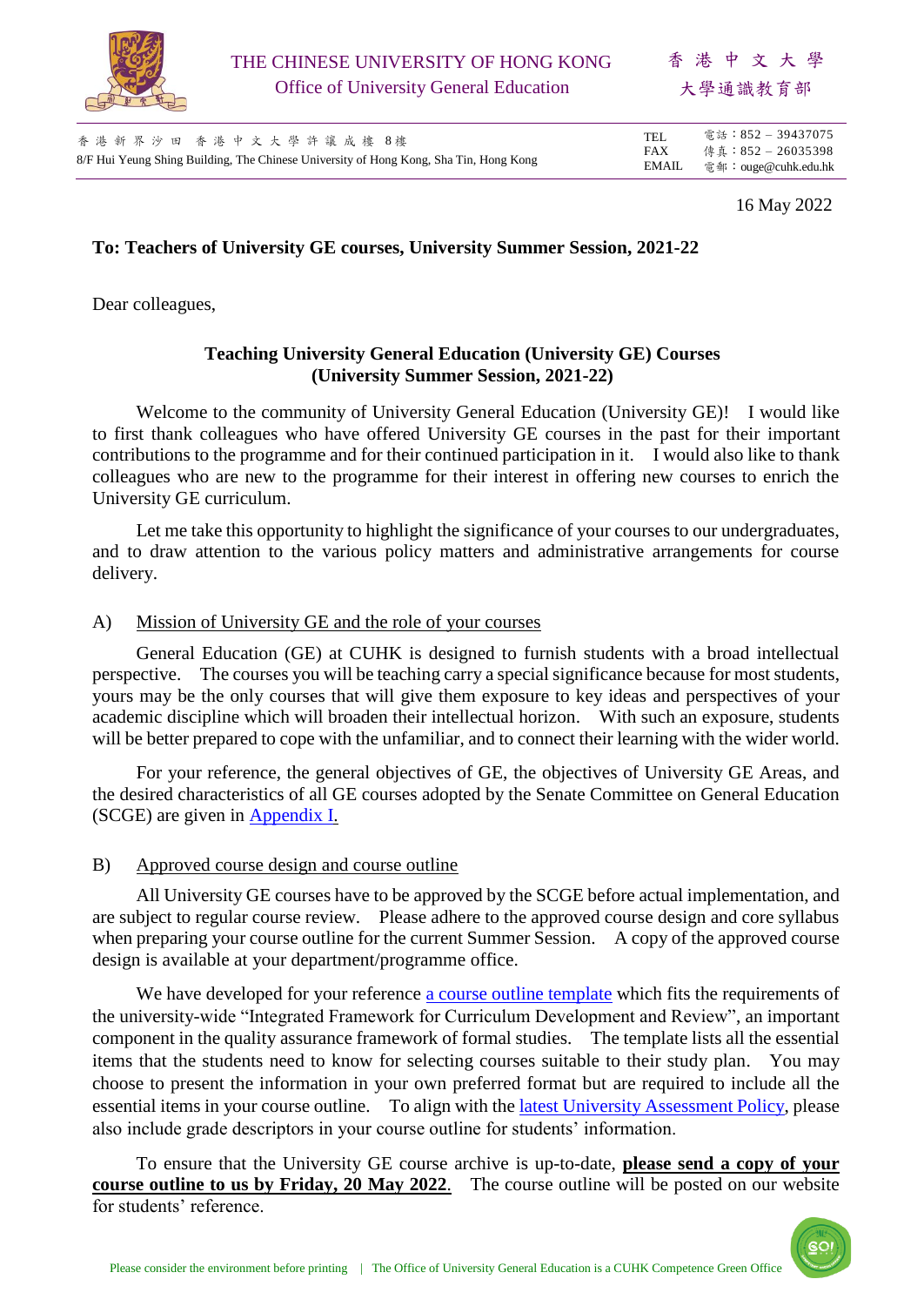THE CHINESE UNIVERSITY OF HONG KONG
Office of University General Education

香 港 中 文 大 學
大學通識教育部

香 港 新 界 沙 田 香 港 中 文 大 學 許 讓 成 樓 8樓
8/F Hui Yeung Shing Building, The Chinese University of Hong Kong, Sha Tin, Hong Kong

TEL 電話：852 – 39437075
FAX 傳真：852 – 26035398
EMAIL 電郵：ouge@cuhk.edu.hk

16 May 2022

**To: Teachers of University GE courses, University Summer Session, 2021-22**

Dear colleagues,

**Teaching University General Education (University GE) Courses (University Summer Session, 2021-22)**

Welcome to the community of University General Education (University GE)! I would like to first thank colleagues who have offered University GE courses in the past for their important contributions to the programme and for their continued participation in it. I would also like to thank colleagues who are new to the programme for their interest in offering new courses to enrich the University GE curriculum.

Let me take this opportunity to highlight the significance of your courses to our undergraduates, and to draw attention to the various policy matters and administrative arrangements for course delivery.

A) Mission of University GE and the role of your courses

General Education (GE) at CUHK is designed to furnish students with a broad intellectual perspective. The courses you will be teaching carry a special significance because for most students, yours may be the only courses that will give them exposure to key ideas and perspectives of your academic discipline which will broaden their intellectual horizon. With such an exposure, students will be better prepared to cope with the unfamiliar, and to connect their learning with the wider world.

For your reference, the general objectives of GE, the objectives of University GE Areas, and the desired characteristics of all GE courses adopted by the Senate Committee on General Education (SCGE) are given in Appendix I.

B) Approved course design and course outline

All University GE courses have to be approved by the SCGE before actual implementation, and are subject to regular course review. Please adhere to the approved course design and core syllabus when preparing your course outline for the current Summer Session. A copy of the approved course design is available at your department/programme office.

We have developed for your reference a course outline template which fits the requirements of the university-wide "Integrated Framework for Curriculum Development and Review", an important component in the quality assurance framework of formal studies. The template lists all the essential items that the students need to know for selecting courses suitable to their study plan. You may choose to present the information in your own preferred format but are required to include all the essential items in your course outline. To align with the latest University Assessment Policy, please also include grade descriptors in your course outline for students' information.

To ensure that the University GE course archive is up-to-date, **please send a copy of your course outline to us by Friday, 20 May 2022.** The course outline will be posted on our website for students' reference.

Please consider the environment before printing | The Office of University General Education is a CUHK Competence Green Office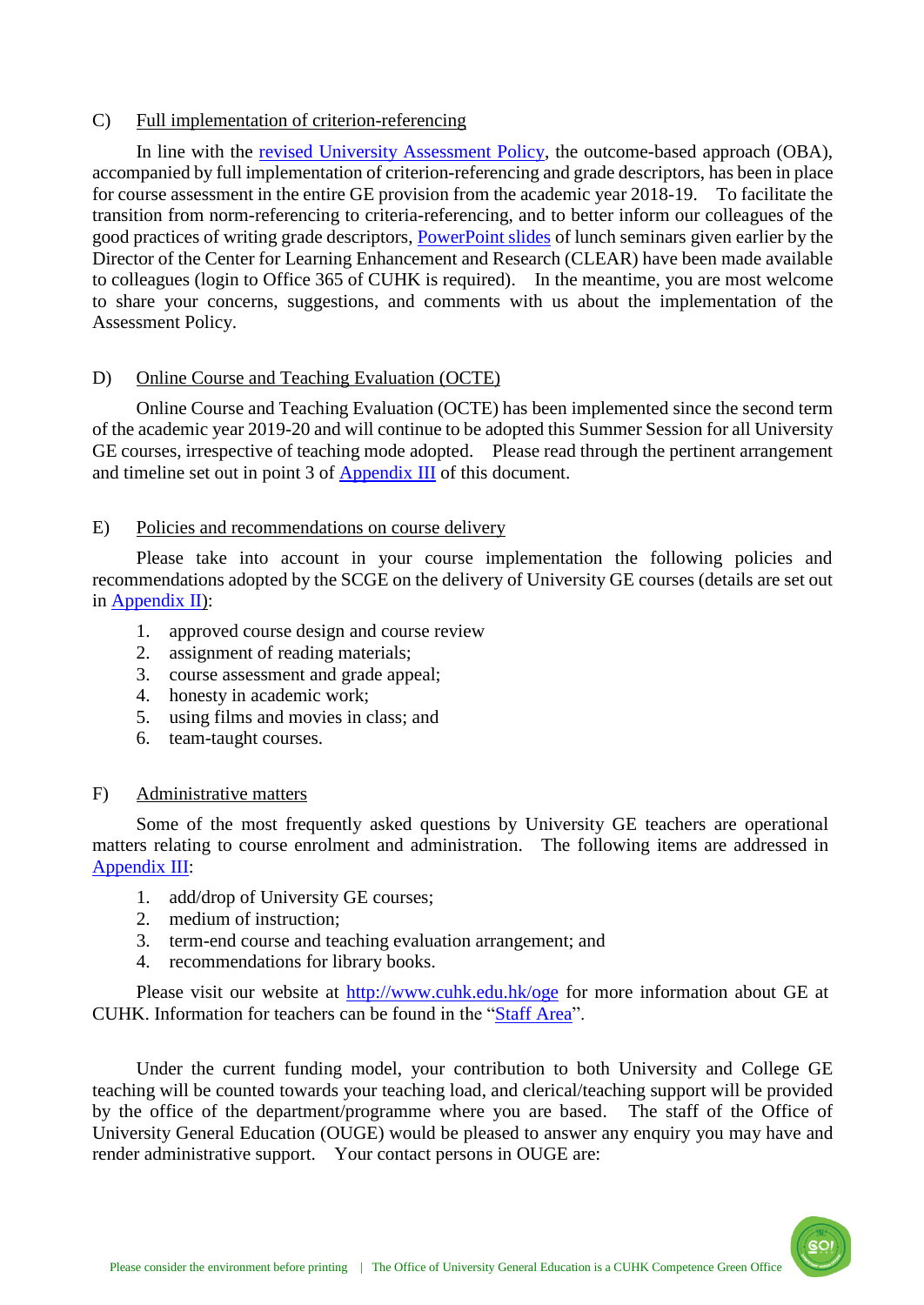C) Full implementation of criterion-referencing

In line with the revised University Assessment Policy, the outcome-based approach (OBA), accompanied by full implementation of criterion-referencing and grade descriptors, has been in place for course assessment in the entire GE provision from the academic year 2018-19. To facilitate the transition from norm-referencing to criteria-referencing, and to better inform our colleagues of the good practices of writing grade descriptors, PowerPoint slides of lunch seminars given earlier by the Director of the Center for Learning Enhancement and Research (CLEAR) have been made available to colleagues (login to Office 365 of CUHK is required). In the meantime, you are most welcome to share your concerns, suggestions, and comments with us about the implementation of the Assessment Policy.

D) Online Course and Teaching Evaluation (OCTE)

Online Course and Teaching Evaluation (OCTE) has been implemented since the second term of the academic year 2019-20 and will continue to be adopted this Summer Session for all University GE courses, irrespective of teaching mode adopted. Please read through the pertinent arrangement and timeline set out in point 3 of Appendix III of this document.

E) Policies and recommendations on course delivery

Please take into account in your course implementation the following policies and recommendations adopted by the SCGE on the delivery of University GE courses (details are set out in Appendix II):

1. approved course design and course review
2. assignment of reading materials;
3. course assessment and grade appeal;
4. honesty in academic work;
5. using films and movies in class; and
6. team-taught courses.

F) Administrative matters

Some of the most frequently asked questions by University GE teachers are operational matters relating to course enrolment and administration. The following items are addressed in Appendix III:

1. add/drop of University GE courses;
2. medium of instruction;
3. term-end course and teaching evaluation arrangement; and
4. recommendations for library books.

Please visit our website at http://www.cuhk.edu.hk/oge for more information about GE at CUHK. Information for teachers can be found in the "Staff Area".

Under the current funding model, your contribution to both University and College GE teaching will be counted towards your teaching load, and clerical/teaching support will be provided by the office of the department/programme where you are based. The staff of the Office of University General Education (OUGE) would be pleased to answer any enquiry you may have and render administrative support. Your contact persons in OUGE are: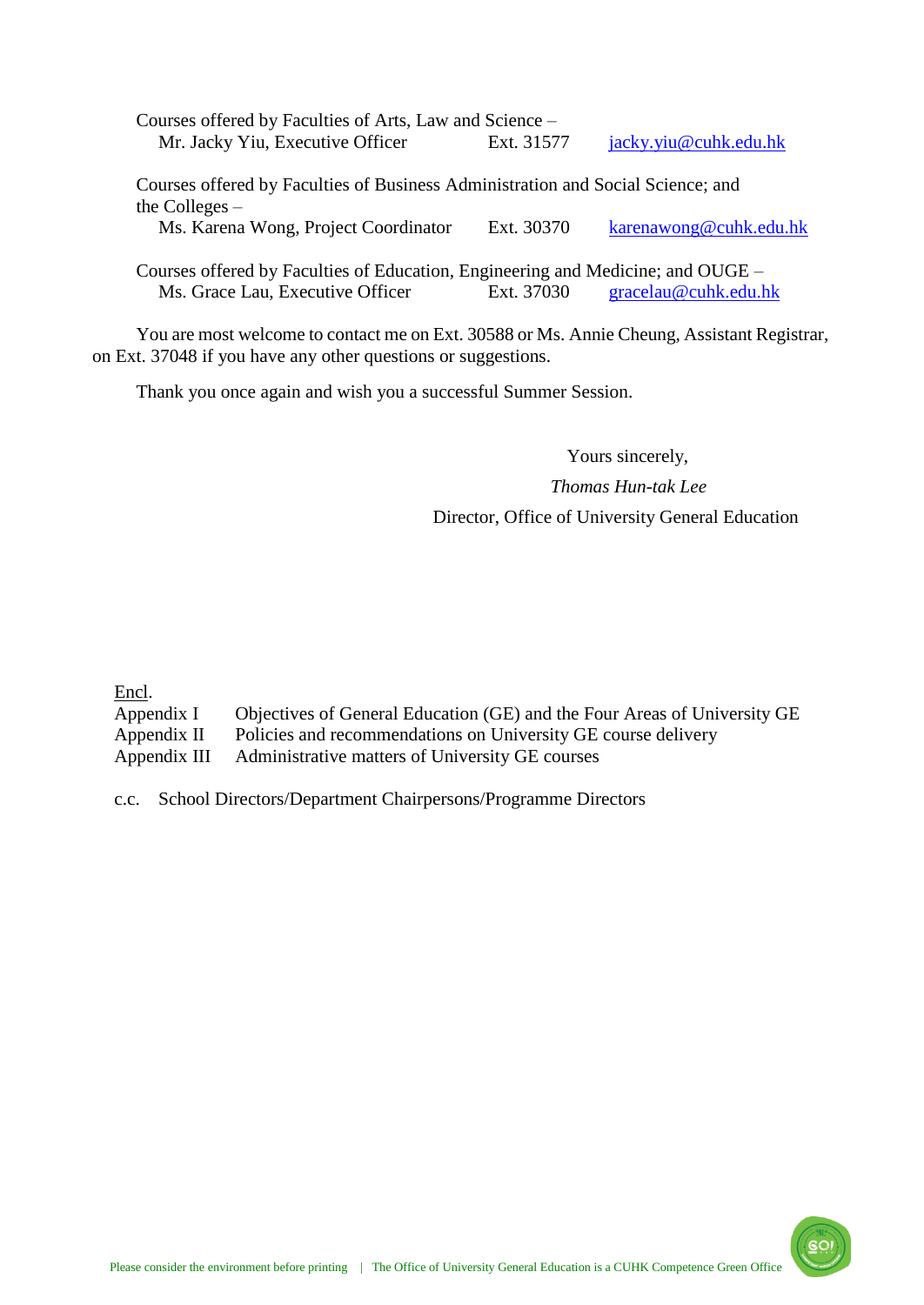Courses offered by Faculties of Arts, Law and Science –
Mr. Jacky Yiu, Executive Officer Ext. 31577 jacky.yiu@cuhk.edu.hk

Courses offered by Faculties of Business Administration and Social Science; and the Colleges –
Ms. Karena Wong, Project Coordinator Ext. 30370 karenawong@cuhk.edu.hk

Courses offered by Faculties of Education, Engineering and Medicine; and OUGE –
Ms. Grace Lau, Executive Officer Ext. 37030 gracelau@cuhk.edu.hk

You are most welcome to contact me on Ext. 30588 or Ms. Annie Cheung, Assistant Registrar, on Ext. 37048 if you have any other questions or suggestions.

Thank you once again and wish you a successful Summer Session.

Yours sincerely,

*Thomas Hun-tak Lee*

Director, Office of University General Education

Encl.

| | |
|---|---|
| Appendix I | Objectives of General Education (GE) and the Four Areas of University GE |
| Appendix II | Policies and recommendations on University GE course delivery |
| Appendix III | Administrative matters of University GE courses |

c.c. School Directors/Department Chairpersons/Programme Directors

Please consider the environment before printing | The Office of University General Education is a CUHK Competence Green Office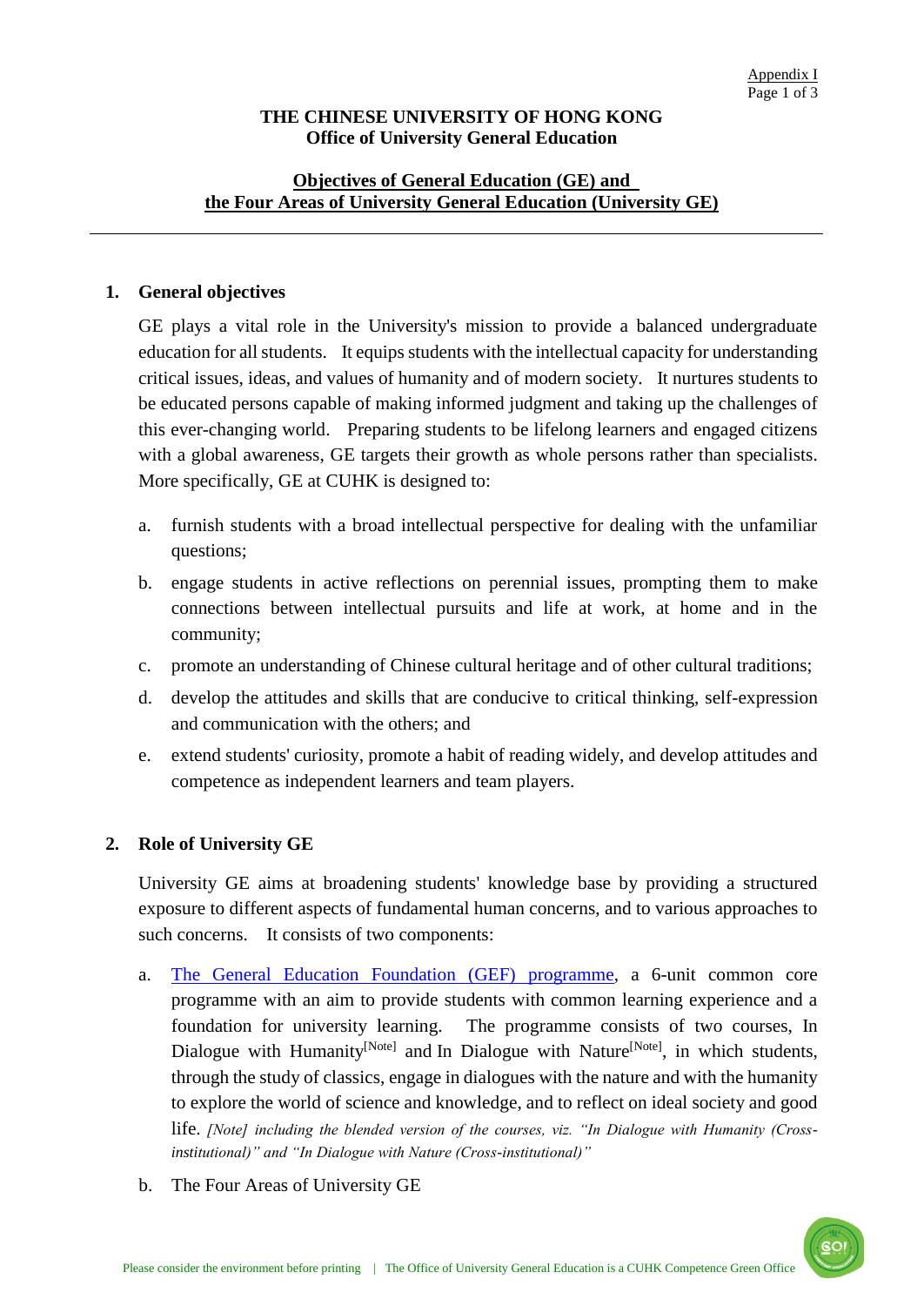Appendix I

**THE CHINESE UNIVERSITY OF HONG KONG**
**Office of University General Education**

**Objectives of General Education (GE) and the Four Areas of University General Education (University GE)**

---

## 1. General objectives

GE plays a vital role in the University's mission to provide a balanced undergraduate education for all students. It equips students with the intellectual capacity for understanding critical issues, ideas, and values of humanity and of modern society. It nurtures students to be educated persons capable of making informed judgment and taking up the challenges of this ever-changing world. Preparing students to be lifelong learners and engaged citizens with a global awareness, GE targets their growth as whole persons rather than specialists. More specifically, GE at CUHK is designed to:

a. furnish students with a broad intellectual perspective for dealing with the unfamiliar questions;

b. engage students in active reflections on perennial issues, prompting them to make connections between intellectual pursuits and life at work, at home and in the community;

c. promote an understanding of Chinese cultural heritage and of other cultural traditions;

d. develop the attitudes and skills that are conducive to critical thinking, self-expression and communication with the others; and

e. extend students' curiosity, promote a habit of reading widely, and develop attitudes and competence as independent learners and team players.

## 2. Role of University GE

University GE aims at broadening students' knowledge base by providing a structured exposure to different aspects of fundamental human concerns, and to various approaches to such concerns. It consists of two components:

a. The General Education Foundation (GEF) programme, a 6-unit common core programme with an aim to provide students with common learning experience and a foundation for university learning. The programme consists of two courses, In Dialogue with Humanity[Note] and In Dialogue with Nature[Note], in which students, through the study of classics, engage in dialogues with the nature and with the humanity to explore the world of science and knowledge, and to reflect on ideal society and good life. *[Note] including the blended version of the courses, viz. "In Dialogue with Humanity (Cross-institutional)" and "In Dialogue with Nature (Cross-institutional)"*

b. The Four Areas of University GE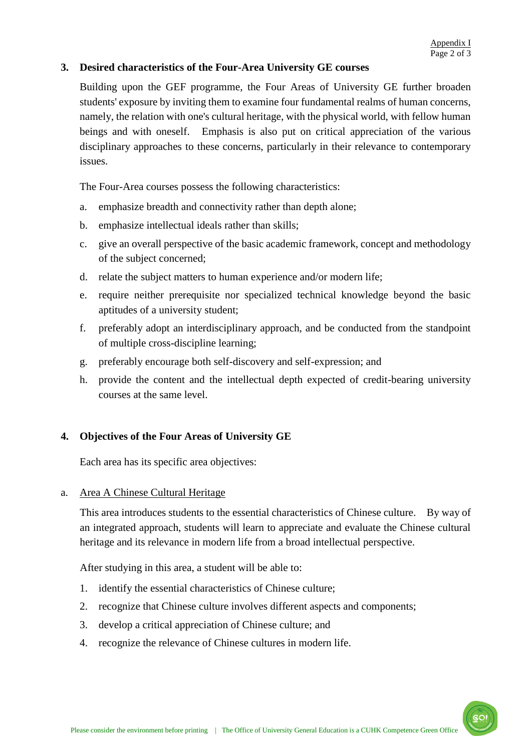## 3. Desired characteristics of the Four-Area University GE courses

Building upon the GEF programme, the Four Areas of University GE further broaden students' exposure by inviting them to examine four fundamental realms of human concerns, namely, the relation with one's cultural heritage, with the physical world, with fellow human beings and with oneself. Emphasis is also put on critical appreciation of the various disciplinary approaches to these concerns, particularly in their relevance to contemporary issues.

The Four-Area courses possess the following characteristics:

a. emphasize breadth and connectivity rather than depth alone;

b. emphasize intellectual ideals rather than skills;

c. give an overall perspective of the basic academic framework, concept and methodology of the subject concerned;

d. relate the subject matters to human experience and/or modern life;

e. require neither prerequisite nor specialized technical knowledge beyond the basic aptitudes of a university student;

f. preferably adopt an interdisciplinary approach, and be conducted from the standpoint of multiple cross-discipline learning;

g. preferably encourage both self-discovery and self-expression; and

h. provide the content and the intellectual depth expected of credit-bearing university courses at the same level.

## 4. Objectives of the Four Areas of University GE

Each area has its specific area objectives:

a. <u>Area A Chinese Cultural Heritage</u>

This area introduces students to the essential characteristics of Chinese culture. By way of an integrated approach, students will learn to appreciate and evaluate the Chinese cultural heritage and its relevance in modern life from a broad intellectual perspective.

After studying in this area, a student will be able to:

1. identify the essential characteristics of Chinese culture;
2. recognize that Chinese culture involves different aspects and components;
3. develop a critical appreciation of Chinese culture; and
4. recognize the relevance of Chinese cultures in modern life.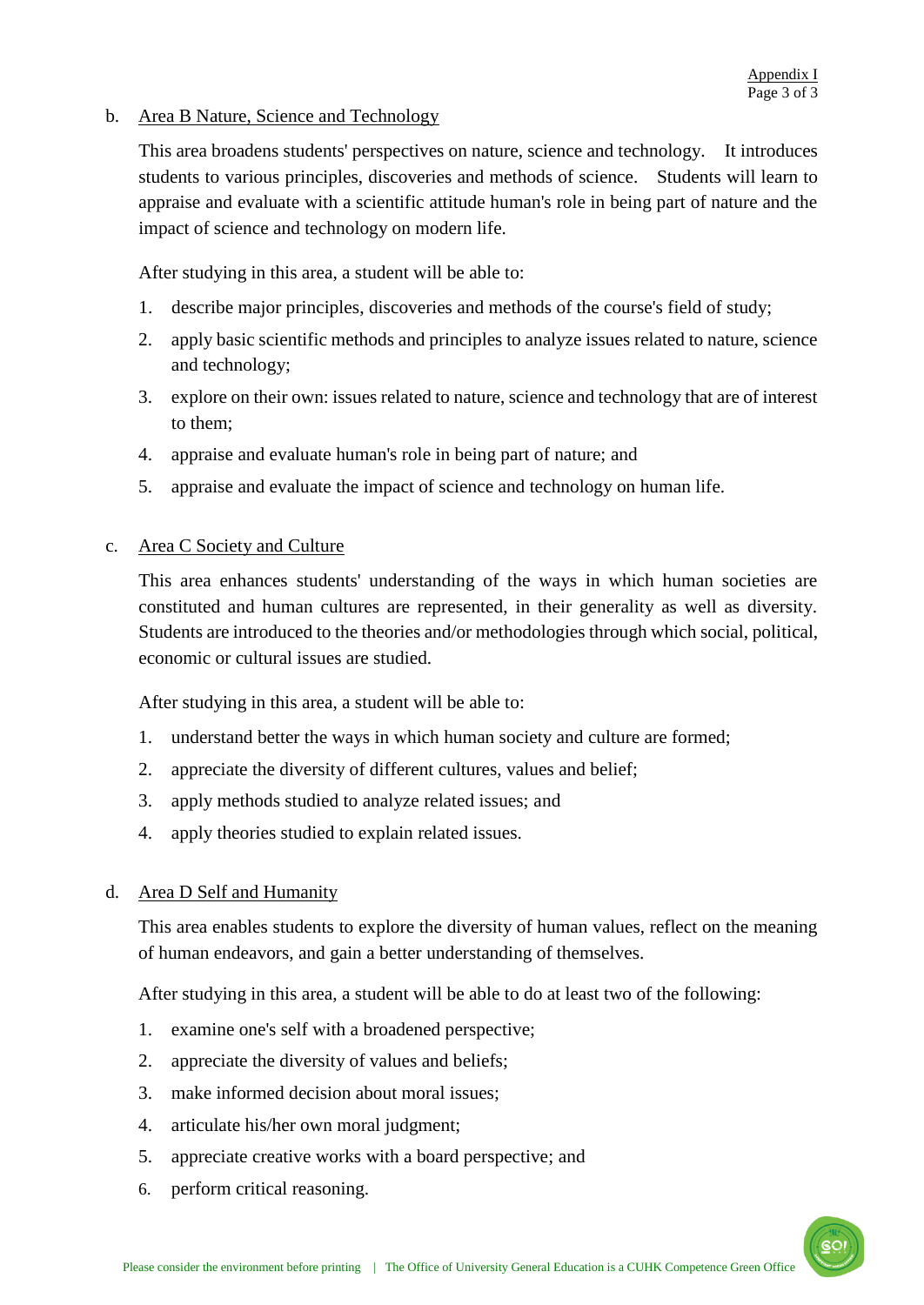b. Area B Nature, Science and Technology

This area broadens students' perspectives on nature, science and technology. It introduces students to various principles, discoveries and methods of science. Students will learn to appraise and evaluate with a scientific attitude human's role in being part of nature and the impact of science and technology on modern life.

After studying in this area, a student will be able to:

1. describe major principles, discoveries and methods of the course's field of study;
2. apply basic scientific methods and principles to analyze issues related to nature, science and technology;
3. explore on their own: issues related to nature, science and technology that are of interest to them;
4. appraise and evaluate human's role in being part of nature; and
5. appraise and evaluate the impact of science and technology on human life.

c. Area C Society and Culture

This area enhances students' understanding of the ways in which human societies are constituted and human cultures are represented, in their generality as well as diversity. Students are introduced to the theories and/or methodologies through which social, political, economic or cultural issues are studied.

After studying in this area, a student will be able to:

1. understand better the ways in which human society and culture are formed;
2. appreciate the diversity of different cultures, values and belief;
3. apply methods studied to analyze related issues; and
4. apply theories studied to explain related issues.

d. Area D Self and Humanity

This area enables students to explore the diversity of human values, reflect on the meaning of human endeavors, and gain a better understanding of themselves.

After studying in this area, a student will be able to do at least two of the following:

1. examine one's self with a broadened perspective;
2. appreciate the diversity of values and beliefs;
3. make informed decision about moral issues;
4. articulate his/her own moral judgment;
5. appreciate creative works with a board perspective; and
6. perform critical reasoning.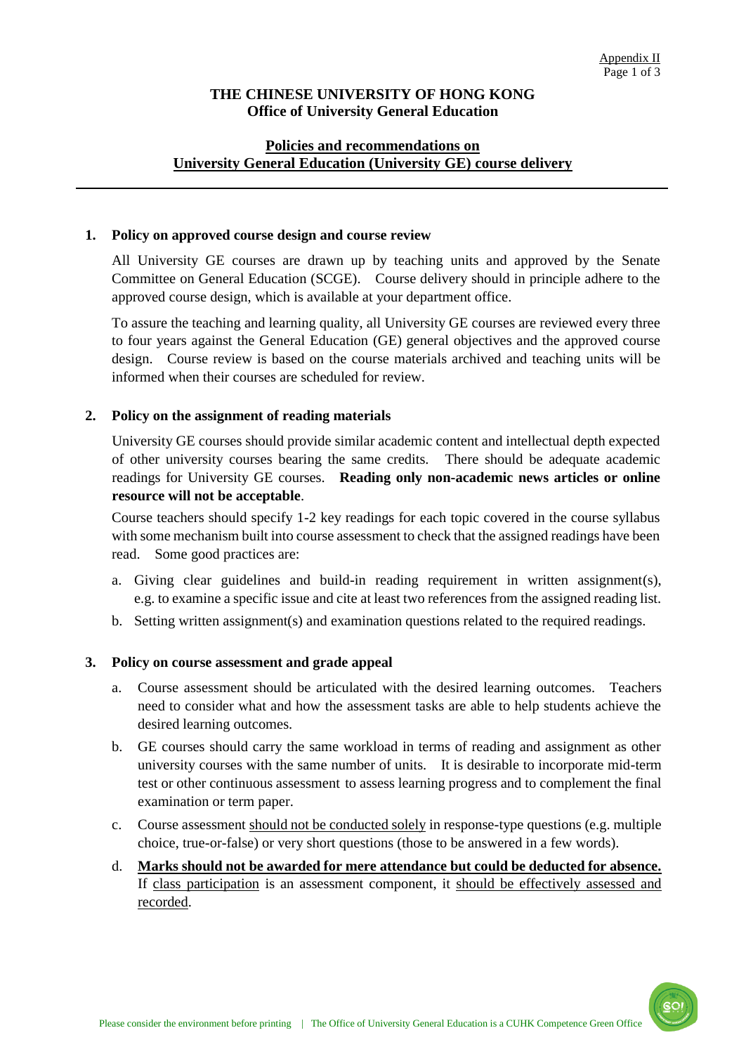Appendix II

**THE CHINESE UNIVERSITY OF HONG KONG**
**Office of University General Education**

# Policies and recommendations on University General Education (University GE) course delivery

## 1. Policy on approved course design and course review

All University GE courses are drawn up by teaching units and approved by the Senate Committee on General Education (SCGE). Course delivery should in principle adhere to the approved course design, which is available at your department office.

To assure the teaching and learning quality, all University GE courses are reviewed every three to four years against the General Education (GE) general objectives and the approved course design. Course review is based on the course materials archived and teaching units will be informed when their courses are scheduled for review.

## 2. Policy on the assignment of reading materials

University GE courses should provide similar academic content and intellectual depth expected of other university courses bearing the same credits. There should be adequate academic readings for University GE courses. **Reading only non-academic news articles or online resource will not be acceptable**.

Course teachers should specify 1-2 key readings for each topic covered in the course syllabus with some mechanism built into course assessment to check that the assigned readings have been read. Some good practices are:

a. Giving clear guidelines and build-in reading requirement in written assignment(s), e.g. to examine a specific issue and cite at least two references from the assigned reading list.

b. Setting written assignment(s) and examination questions related to the required readings.

## 3. Policy on course assessment and grade appeal

a. Course assessment should be articulated with the desired learning outcomes. Teachers need to consider what and how the assessment tasks are able to help students achieve the desired learning outcomes.

b. GE courses should carry the same workload in terms of reading and assignment as other university courses with the same number of units. It is desirable to incorporate mid-term test or other continuous assessment to assess learning progress and to complement the final examination or term paper.

c. Course assessment should not be conducted solely in response-type questions (e.g. multiple choice, true-or-false) or very short questions (those to be answered in a few words).

d. **Marks should not be awarded for mere attendance but could be deducted for absence.** If class participation is an assessment component, it should be effectively assessed and recorded.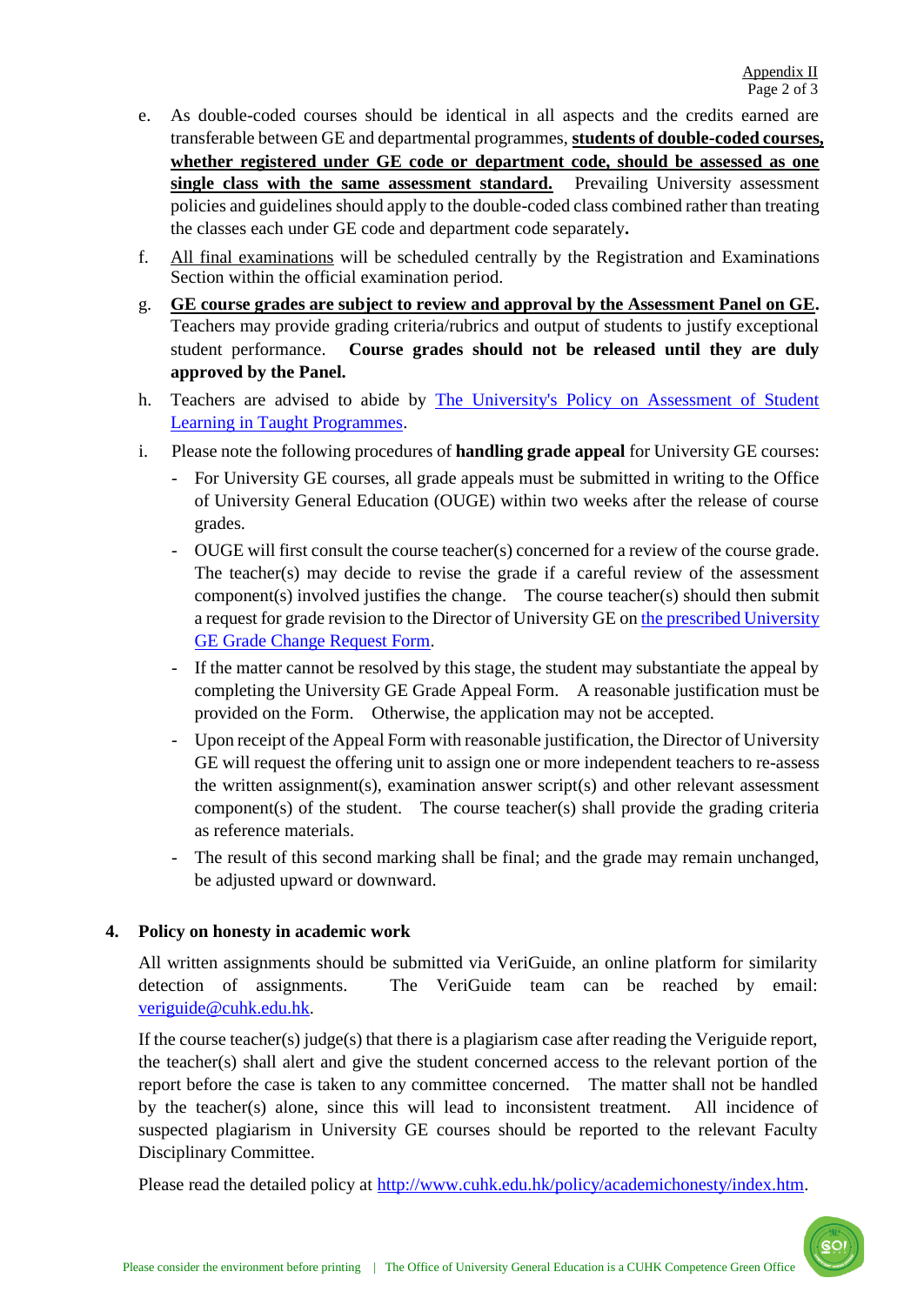e. As double-coded courses should be identical in all aspects and the credits earned are transferable between GE and departmental programmes, **students of double-coded courses, whether registered under GE code or department code, should be assessed as one single class with the same assessment standard.** Prevailing University assessment policies and guidelines should apply to the double-coded class combined rather than treating the classes each under GE code and department code separately**.**

f. All final examinations will be scheduled centrally by the Registration and Examinations Section within the official examination period.

g. **GE course grades are subject to review and approval by the Assessment Panel on GE.** Teachers may provide grading criteria/rubrics and output of students to justify exceptional student performance. **Course grades should not be released until they are duly approved by the Panel.**

h. Teachers are advised to abide by The University's Policy on Assessment of Student Learning in Taught Programmes.

i. Please note the following procedures of **handling grade appeal** for University GE courses:

- For University GE courses, all grade appeals must be submitted in writing to the Office of University General Education (OUGE) within two weeks after the release of course grades.
- OUGE will first consult the course teacher(s) concerned for a review of the course grade. The teacher(s) may decide to revise the grade if a careful review of the assessment component(s) involved justifies the change. The course teacher(s) should then submit a request for grade revision to the Director of University GE on the prescribed University GE Grade Change Request Form.
- If the matter cannot be resolved by this stage, the student may substantiate the appeal by completing the University GE Grade Appeal Form. A reasonable justification must be provided on the Form. Otherwise, the application may not be accepted.
- Upon receipt of the Appeal Form with reasonable justification, the Director of University GE will request the offering unit to assign one or more independent teachers to re-assess the written assignment(s), examination answer script(s) and other relevant assessment component(s) of the student. The course teacher(s) shall provide the grading criteria as reference materials.
- The result of this second marking shall be final; and the grade may remain unchanged, be adjusted upward or downward.

## 4. Policy on honesty in academic work

All written assignments should be submitted via VeriGuide, an online platform for similarity detection of assignments. The VeriGuide team can be reached by email: veriguide@cuhk.edu.hk.

If the course teacher(s) judge(s) that there is a plagiarism case after reading the Veriguide report, the teacher(s) shall alert and give the student concerned access to the relevant portion of the report before the case is taken to any committee concerned. The matter shall not be handled by the teacher(s) alone, since this will lead to inconsistent treatment. All incidence of suspected plagiarism in University GE courses should be reported to the relevant Faculty Disciplinary Committee.

Please read the detailed policy at http://www.cuhk.edu.hk/policy/academichonesty/index.htm.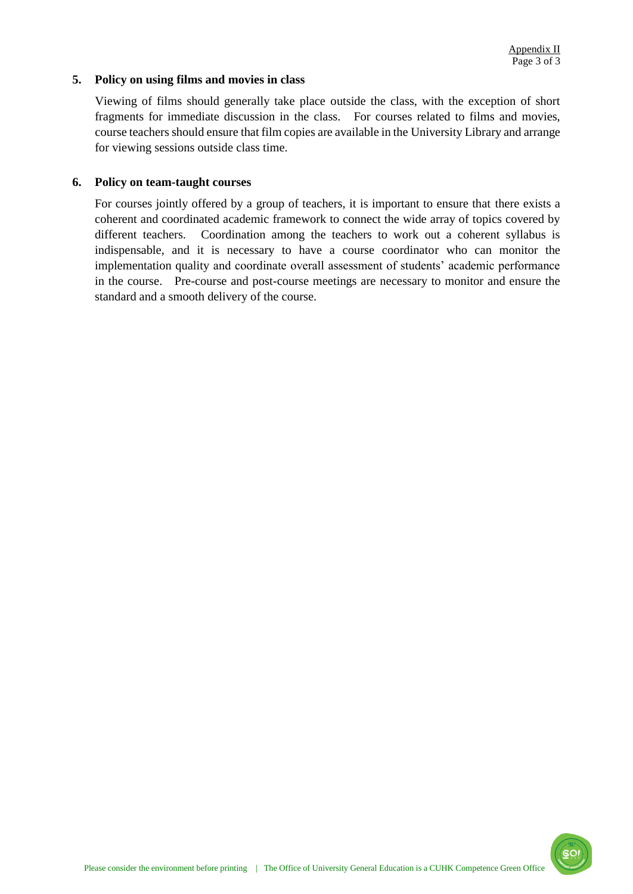**5. Policy on using films and movies in class**

Viewing of films should generally take place outside the class, with the exception of short fragments for immediate discussion in the class. For courses related to films and movies, course teachers should ensure that film copies are available in the University Library and arrange for viewing sessions outside class time.

**6. Policy on team-taught courses**

For courses jointly offered by a group of teachers, it is important to ensure that there exists a coherent and coordinated academic framework to connect the wide array of topics covered by different teachers. Coordination among the teachers to work out a coherent syllabus is indispensable, and it is necessary to have a course coordinator who can monitor the implementation quality and coordinate overall assessment of students' academic performance in the course. Pre-course and post-course meetings are necessary to monitor and ensure the standard and a smooth delivery of the course.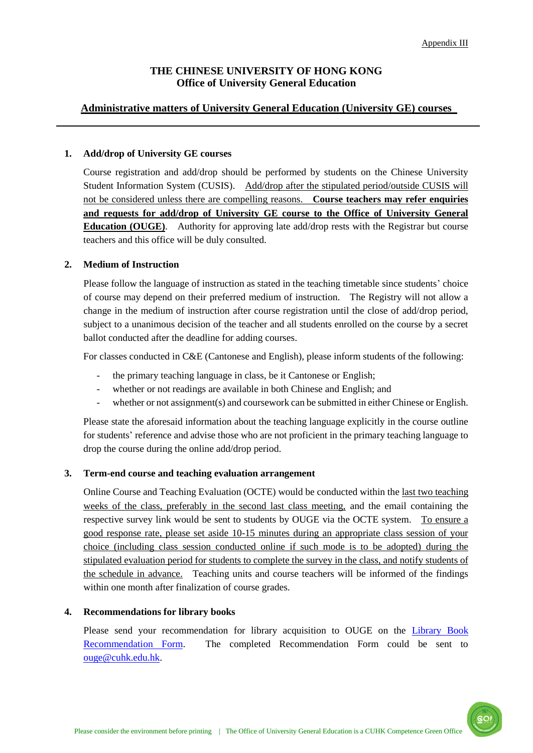Appendix III

**THE CHINESE UNIVERSITY OF HONG KONG**
**Office of University General Education**

**Administrative matters of University General Education (University GE) courses**

---

## 1. Add/drop of University GE courses

Course registration and add/drop should be performed by students on the Chinese University Student Information System (CUSIS). Add/drop after the stipulated period/outside CUSIS will not be considered unless there are compelling reasons. **Course teachers may refer enquiries and requests for add/drop of University GE course to the Office of University General Education (OUGE)**. Authority for approving late add/drop rests with the Registrar but course teachers and this office will be duly consulted.

## 2. Medium of Instruction

Please follow the language of instruction as stated in the teaching timetable since students' choice of course may depend on their preferred medium of instruction. The Registry will not allow a change in the medium of instruction after course registration until the close of add/drop period, subject to a unanimous decision of the teacher and all students enrolled on the course by a secret ballot conducted after the deadline for adding courses.

For classes conducted in C&E (Cantonese and English), please inform students of the following:

- the primary teaching language in class, be it Cantonese or English;
- whether or not readings are available in both Chinese and English; and
- whether or not assignment(s) and coursework can be submitted in either Chinese or English.

Please state the aforesaid information about the teaching language explicitly in the course outline for students' reference and advise those who are not proficient in the primary teaching language to drop the course during the online add/drop period.

## 3. Term-end course and teaching evaluation arrangement

Online Course and Teaching Evaluation (OCTE) would be conducted within the last two teaching weeks of the class, preferably in the second last class meeting, and the email containing the respective survey link would be sent to students by OUGE via the OCTE system. To ensure a good response rate, please set aside 10-15 minutes during an appropriate class session of your choice (including class session conducted online if such mode is to be adopted) during the stipulated evaluation period for students to complete the survey in the class, and notify students of the schedule in advance. Teaching units and course teachers will be informed of the findings within one month after finalization of course grades.

## 4. Recommendations for library books

Please send your recommendation for library acquisition to OUGE on the Library Book Recommendation Form. The completed Recommendation Form could be sent to ouge@cuhk.edu.hk.